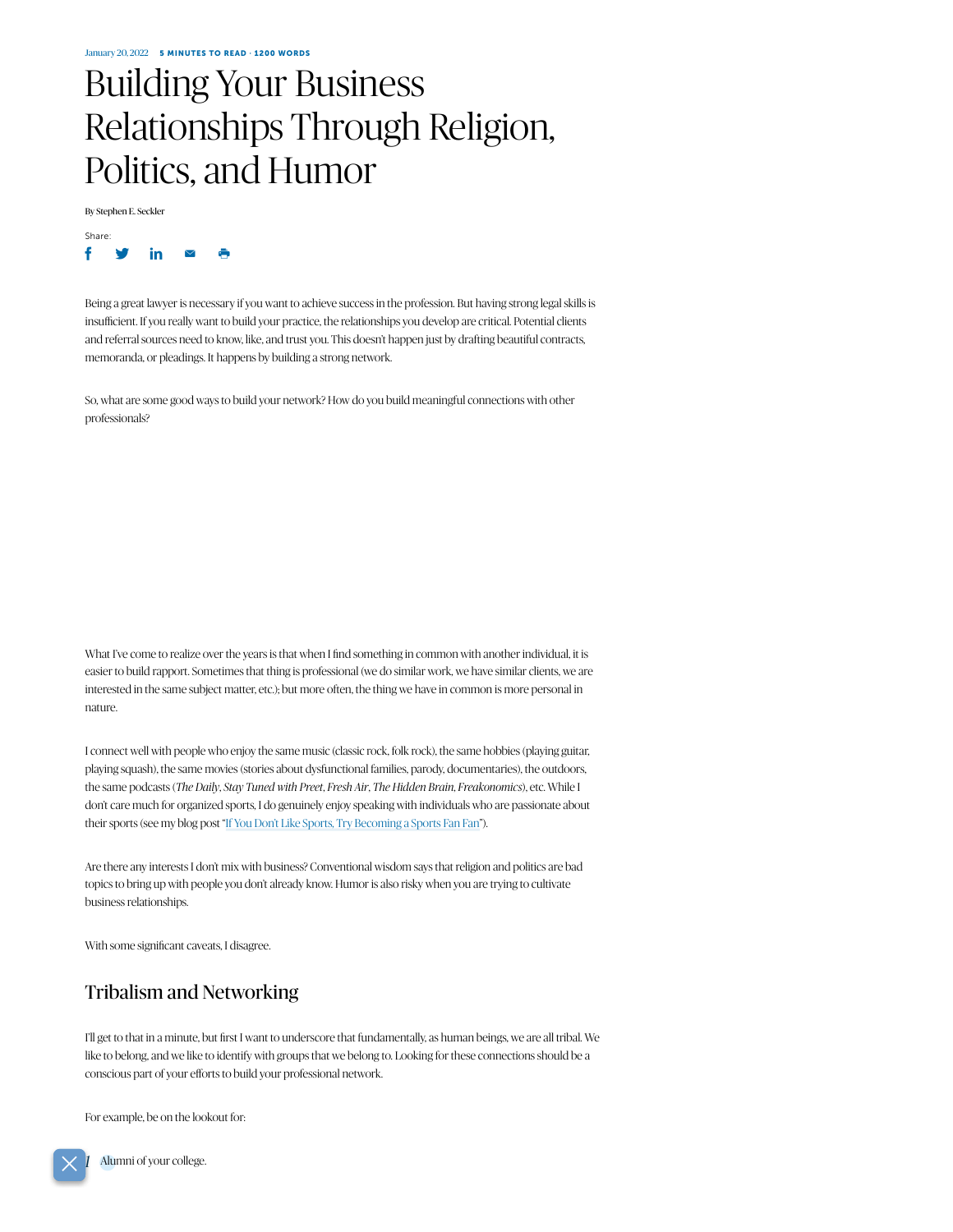January 20, 2022 **5 MINUTES TO READ · 1200 WORDS**

# Building Your Business Relationships Through Religion, Politics, and Humor

By Stephen E. Seckler

Share:

Being a great lawyer is necessary if you want to achieve success in the profession. But having strong legal skills is insufficient. If you really want to build your practice, the relationships you develop are critical. Potential clients and referral sources need to know, like, and trust you. This doesn't happen just by drafting beautiful contracts, memoranda, or pleadings. It happens by building a strong network.

So, what are some good ways to build your network? How do you build meaningful connections with other professionals?

What I've come to realize over the years is that when I find something in common with another individual, it is easier to build rapport. Sometimes that thing is professional (we do similar work, we have similar clients, we are interested in the same subject matter, etc.); but more often, the thing we have in common is more personal in nature.

I connect well with people who enjoy the same music (classic rock, folk rock), the same hobbies (playing guitar, playing squash), the same movies (stories about dysfunctional families, parody, documentaries), the outdoors, the same podcasts (*The Daily*, *Stay Tuned with Preet*, *Fresh Air*, *The Hidden Brain*, *Freakonomics*), etc. While I don't care much for organized sports, I do genuinely enjoy speaking with individuals who are passionate about their sports (see my blog post "If You Don't Like Sports, Try Becoming a Sports Fan Fan").

Are there any interests I don't mix with business? Conventional wisdom says that religion and politics are bad topics to bring up with people you don't already know. Humor is also risky when you are trying to cultivate business relationships.

With some significant caveats, I disagree.

## Tribalism and Networking

I'll get to that in a minute, but first I want to underscore that fundamentally, as human beings, we are all tribal. We like to belong, and we like to identify with groups that we belong to. Looking for these connections should be a conscious part of your efforts to build your professional network.

For example, be on the lookout for:

1. Alumni of your college.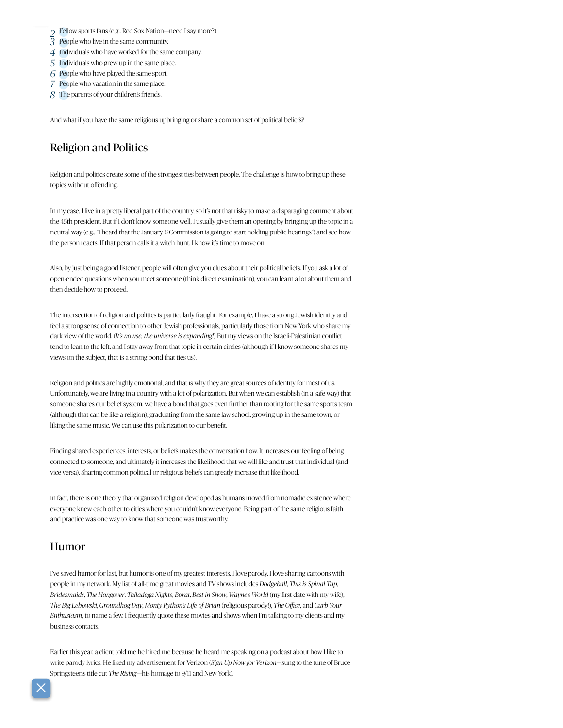2. Fellow sports fans (e.g., Red Sox Nation—need I say more?)
3. People who live in the same community.
4. Individuals who have worked for the same company.
5. Individuals who grew up in the same place.
6. People who have played the same sport.
7. People who vacation in the same place.
8. The parents of your children's friends.

And what if you have the same religious upbringing or share a common set of political beliefs?

## Religion and Politics

Religion and politics create some of the strongest ties between people. The challenge is how to bring up these topics without offending.

In my case, I live in a pretty liberal part of the country, so it's not that risky to make a disparaging comment about the 45th president. But if I don't know someone well, I usually give them an opening by bringing up the topic in a neutral way (e.g., "I heard that the January 6 Commission is going to start holding public hearings") and see how the person reacts. If that person calls it a witch hunt, I know it's time to move on.

Also, by just being a good listener, people will often give you clues about their political beliefs. If you ask a lot of open-ended questions when you meet someone (think direct examination), you can learn a lot about them and then decide how to proceed.

The intersection of religion and politics is particularly fraught. For example, I have a strong Jewish identity and feel a strong sense of connection to other Jewish professionals, particularly those from New York who share my dark view of the world. (*It's no use, the universe is expanding!*) But my views on the Israeli-Palestinian conflict tend to lean to the left, and I stay away from that topic in certain circles (although if I know someone shares my views on the subject, that is a strong bond that ties us).

Religion and politics are highly emotional, and that is why they are great sources of identity for most of us. Unfortunately, we are living in a country with a lot of polarization. But when we can establish (in a safe way) that someone shares our belief system, we have a bond that goes even further than rooting for the same sports team (although that can be like a religion), graduating from the same law school, growing up in the same town, or liking the same music. We can use this polarization to our benefit.

Finding shared experiences, interests, or beliefs makes the conversation flow. It increases our feeling of being connected to someone, and ultimately it increases the likelihood that we will like and trust that individual (and vice versa). Sharing common political or religious beliefs can greatly increase that likelihood.

In fact, there is one theory that organized religion developed as humans moved from nomadic existence where everyone knew each other to cities where you couldn't know everyone. Being part of the same religious faith and practice was one way to know that someone was trustworthy.

## Humor

I've saved humor for last, but humor is one of my greatest interests. I love parody. I love sharing cartoons with people in my network. My list of all-time great movies and TV shows includes *Dodgeball*, *This is Spinal Tap*, *Bridesmaids*, *The Hangover*, *Talladega Nights*, *Borat*, *Best in Show*, *Wayne's World* (my first date with my wife), *The Big Lebowski*, *Groundhog Day*, *Monty Python's Life of Brian* (religious parody!), *The Office*, and *Curb Your Enthusiasm*, to name a few. I frequently quote these movies and shows when I'm talking to my clients and my business contacts.

Earlier this year, a client told me he hired me because he heard me speaking on a podcast about how I like to write parody lyrics. He liked my advertisement for Verizon (*Sign Up Now for Verizon*—sung to the tune of Bruce Springsteen's title cut *The Rising*—his homage to 9/11 and New York).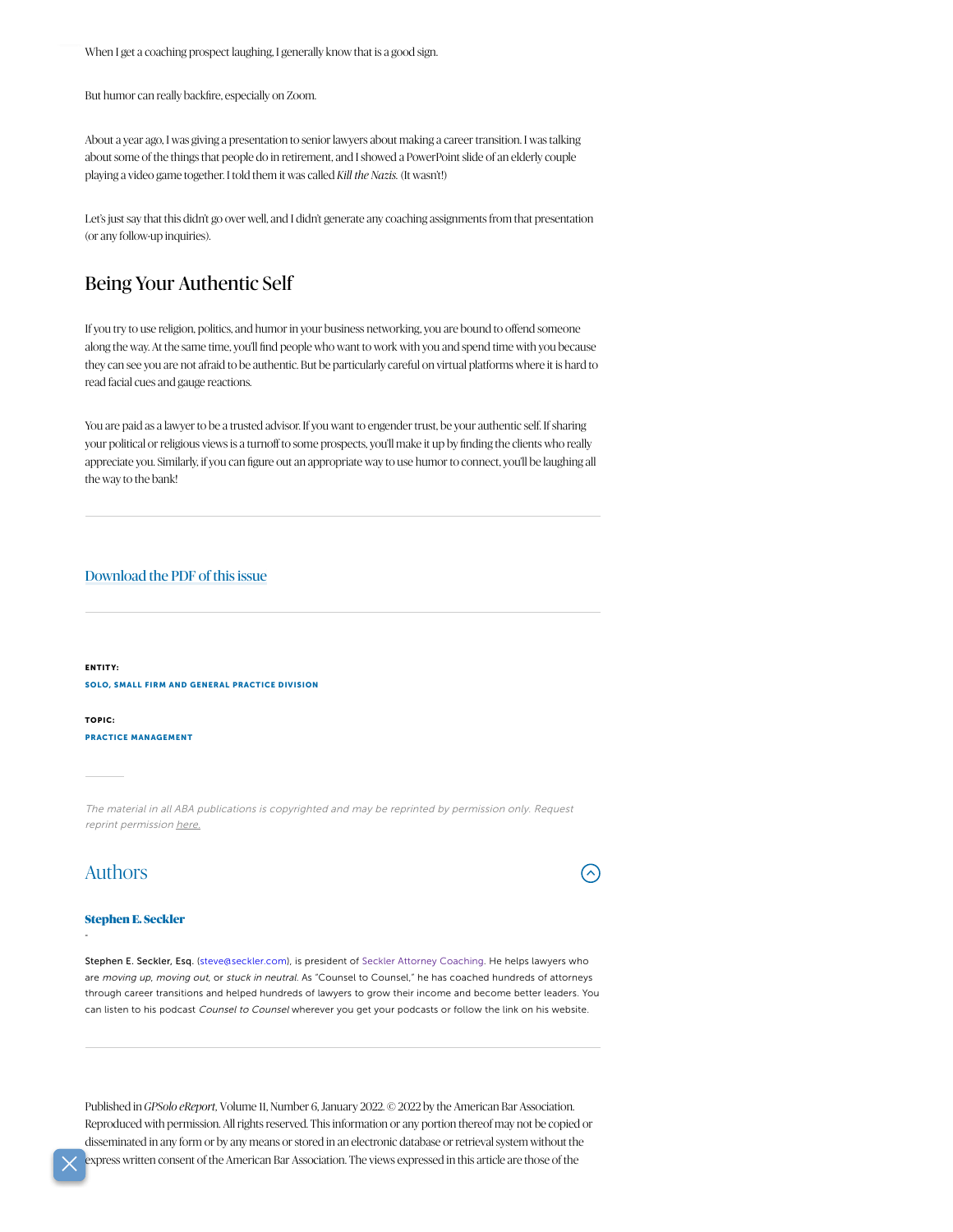When I get a coaching prospect laughing, I generally know that is a good sign.

But humor can really backfire, especially on Zoom.

About a year ago, I was giving a presentation to senior lawyers about making a career transition. I was talking about some of the things that people do in retirement, and I showed a PowerPoint slide of an elderly couple playing a video game together. I told them it was called *Kill the Nazis*. (It wasn't!)

Let's just say that this didn't go over well, and I didn't generate any coaching assignments from that presentation (or any follow-up inquiries).

## Being Your Authentic Self

If you try to use religion, politics, and humor in your business networking, you are bound to offend someone along the way. At the same time, you'll find people who want to work with you and spend time with you because they can see you are not afraid to be authentic. But be particularly careful on virtual platforms where it is hard to read facial cues and gauge reactions.

You are paid as a lawyer to be a trusted advisor. If you want to engender trust, be your authentic self. If sharing your political or religious views is a turnoff to some prospects, you'll make it up by finding the clients who really appreciate you. Similarly, if you can figure out an appropriate way to use humor to connect, you'll be laughing all the way to the bank!

---

Download the PDF of this issue

---

**ENTITY:**

**SOLO, SMALL FIRM AND GENERAL PRACTICE DIVISION**

**TOPIC:**

**PRACTICE MANAGEMENT**

*The material in all ABA publications is copyrighted and may be reprinted by permission only. Request reprint permission here.*

## Authors

**Stephen E. Seckler**

-

Stephen E. Seckler, Esq. (steve@seckler.com), is president of Seckler Attorney Coaching. He helps lawyers who are *moving up*, *moving out*, or *stuck in neutral*. As "Counsel to Counsel," he has coached hundreds of attorneys through career transitions and helped hundreds of lawyers to grow their income and become better leaders. You can listen to his podcast *Counsel to Counsel* wherever you get your podcasts or follow the link on his website.

---

Published in *GPSolo eReport*, Volume 11, Number 6, January 2022. © 2022 by the American Bar Association. Reproduced with permission. All rights reserved. This information or any portion thereof may not be copied or disseminated in any form or by any means or stored in an electronic database or retrieval system without the express written consent of the American Bar Association. The views expressed in this article are those of the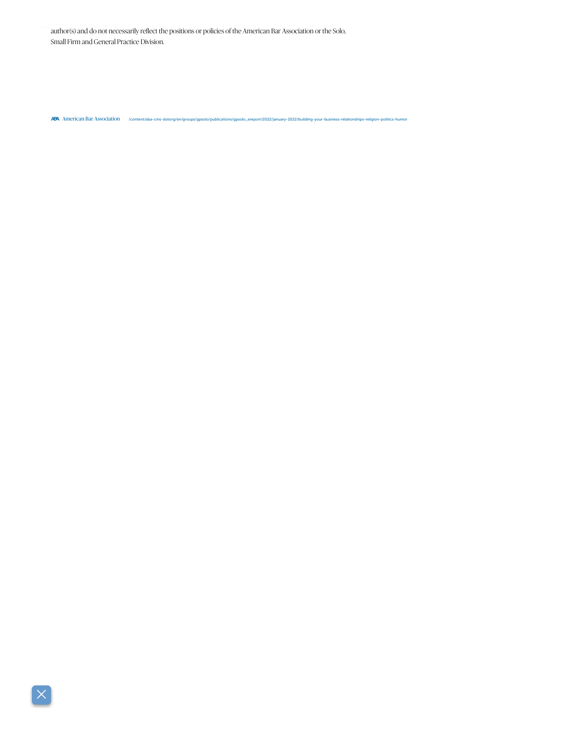author(s) and do not necessarily reflect the positions or policies of the American Bar Association or the Solo, Small Firm and General Practice Division.